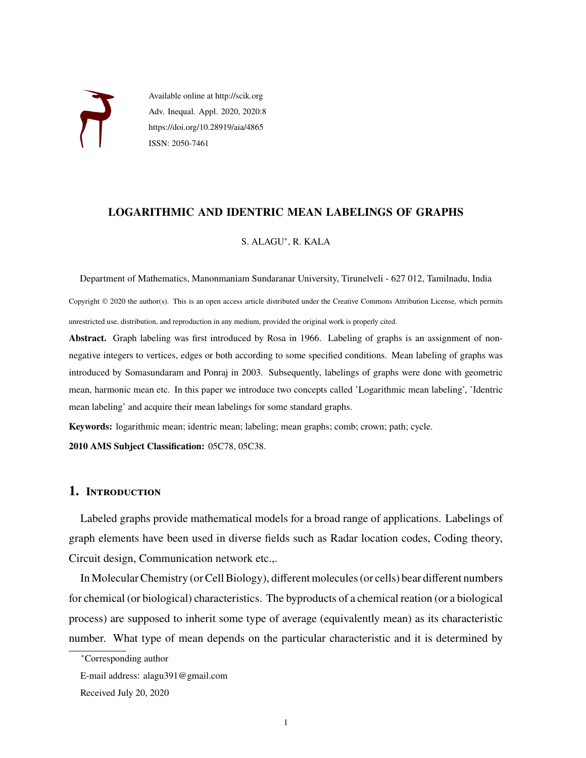Available online at http://scik.org
Adv. Inequal. Appl. 2020, 2020:8
https://doi.org/10.28919/aia/4865
ISSN: 2050-7461

# LOGARITHMIC AND IDENTRIC MEAN LABELINGS OF GRAPHS

S. ALAGU*, R. KALA

Department of Mathematics, Manonmaniam Sundaranar University, Tirunelveli - 627 012, Tamilnadu, India

Copyright © 2020 the author(s). This is an open access article distributed under the Creative Commons Attribution License, which permits unrestricted use, distribution, and reproduction in any medium, provided the original work is properly cited.

**Abstract.** Graph labeling was first introduced by Rosa in 1966. Labeling of graphs is an assignment of non-negative integers to vertices, edges or both according to some specified conditions. Mean labeling of graphs was introduced by Somasundaram and Ponraj in 2003. Subsequently, labelings of graphs were done with geometric mean, harmonic mean etc. In this paper we introduce two concepts called 'Logarithmic mean labeling', 'Identric mean labeling' and acquire their mean labelings for some standard graphs.

**Keywords:** logarithmic mean; identric mean; labeling; mean graphs; comb; crown; path; cycle.

**2010 AMS Subject Classification:** 05C78, 05C38.

## 1. Introduction

Labeled graphs provide mathematical models for a broad range of applications. Labelings of graph elements have been used in diverse fields such as Radar location codes, Coding theory, Circuit design, Communication network etc.,.

In Molecular Chemistry (or Cell Biology), different molecules (or cells) bear different numbers for chemical (or biological) characteristics. The byproducts of a chemical reation (or a biological process) are supposed to inherit some type of average (equivalently mean) as its characteristic number. What type of mean depends on the particular characteristic and it is determined by

*Corresponding author

E-mail address: alagu391@gmail.com

Received July 20, 2020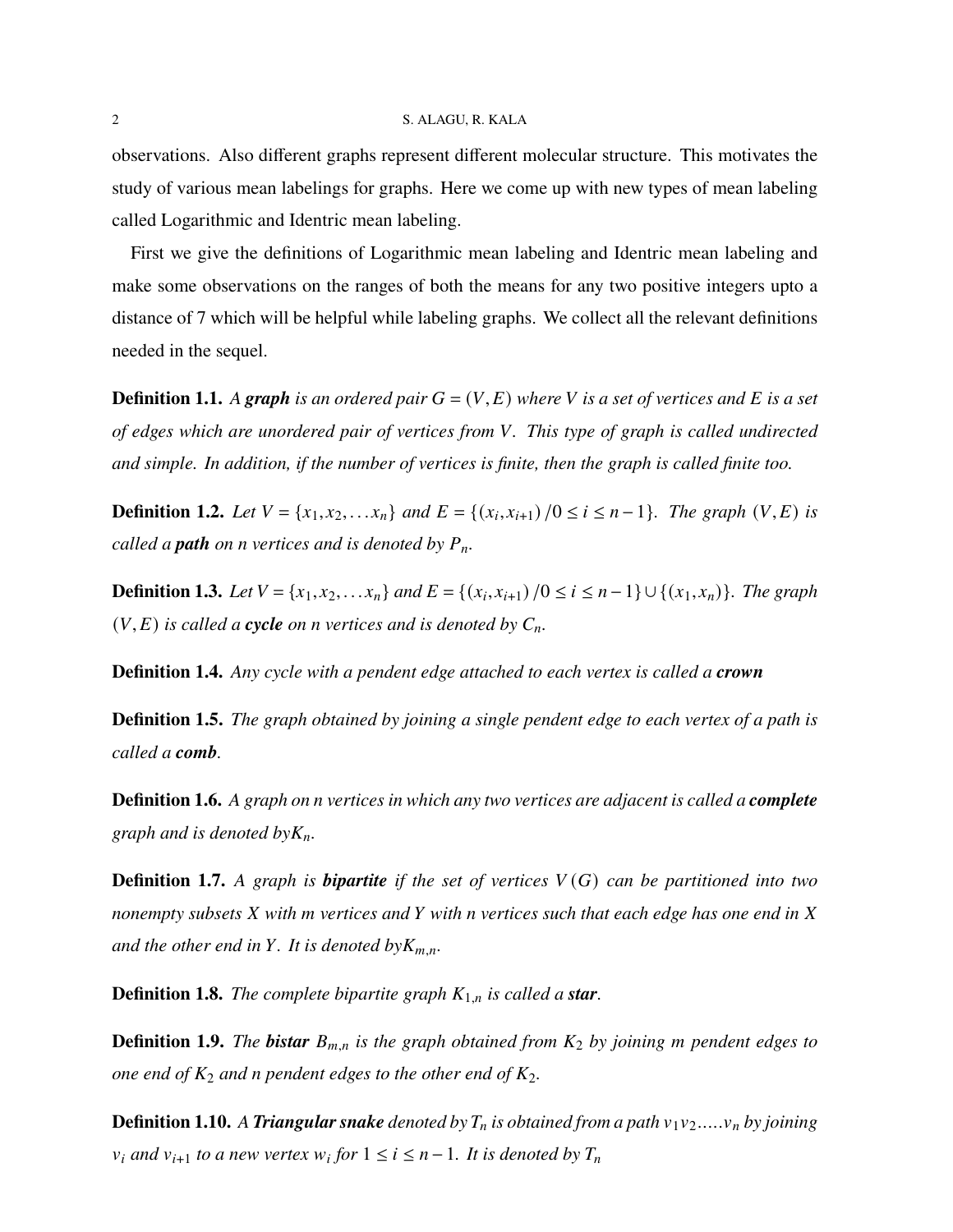observations. Also different graphs represent different molecular structure. This motivates the study of various mean labelings for graphs. Here we come up with new types of mean labeling called Logarithmic and Identric mean labeling.

First we give the definitions of Logarithmic mean labeling and Identric mean labeling and make some observations on the ranges of both the means for any two positive integers upto a distance of 7 which will be helpful while labeling graphs. We collect all the relevant definitions needed in the sequel.

**Definition 1.1.** *A **graph** is an ordered pair $G = (V, E)$ where $V$ is a set of vertices and $E$ is a set of edges which are unordered pair of vertices from $V$. This type of graph is called undirected and simple. In addition, if the number of vertices is finite, then the graph is called finite too.*

**Definition 1.2.** *Let $V = \{x_1, x_2, \dots x_n\}$ and $E = \{(x_i, x_{i+1}) / 0 \le i \le n-1\}$. The graph $(V, E)$ is called a **path** on n vertices and is denoted by $P_n$.*

**Definition 1.3.** *Let $V = \{x_1, x_2, \dots x_n\}$ and $E = \{(x_i, x_{i+1}) / 0 \le i \le n-1\} \cup \{(x_1, x_n)\}$. The graph $(V, E)$ is called a **cycle** on n vertices and is denoted by $C_n$.*

**Definition 1.4.** *Any cycle with a pendent edge attached to each vertex is called a **crown***

**Definition 1.5.** *The graph obtained by joining a single pendent edge to each vertex of a path is called a **comb**.*

**Definition 1.6.** *A graph on n vertices in which any two vertices are adjacent is called a **complete** graph and is denoted by$K_n$.*

**Definition 1.7.** *A graph is **bipartite** if the set of vertices $V(G)$ can be partitioned into two nonempty subsets X with m vertices and Y with n vertices such that each edge has one end in X and the other end in Y. It is denoted by$K_{m,n}$.*

**Definition 1.8.** *The complete bipartite graph $K_{1,n}$ is called a **star**.*

**Definition 1.9.** *The **bistar** $B_{m,n}$ is the graph obtained from $K_2$ by joining m pendent edges to one end of $K_2$ and n pendent edges to the other end of $K_2$.*

**Definition 1.10.** *A **Triangular snake** denoted by $T_n$ is obtained from a path $v_1 v_2 \dots\dots v_n$ by joining $v_i$ and $v_{i+1}$ to a new vertex $w_i$ for $1 \le i \le n-1$. It is denoted by $T_n$*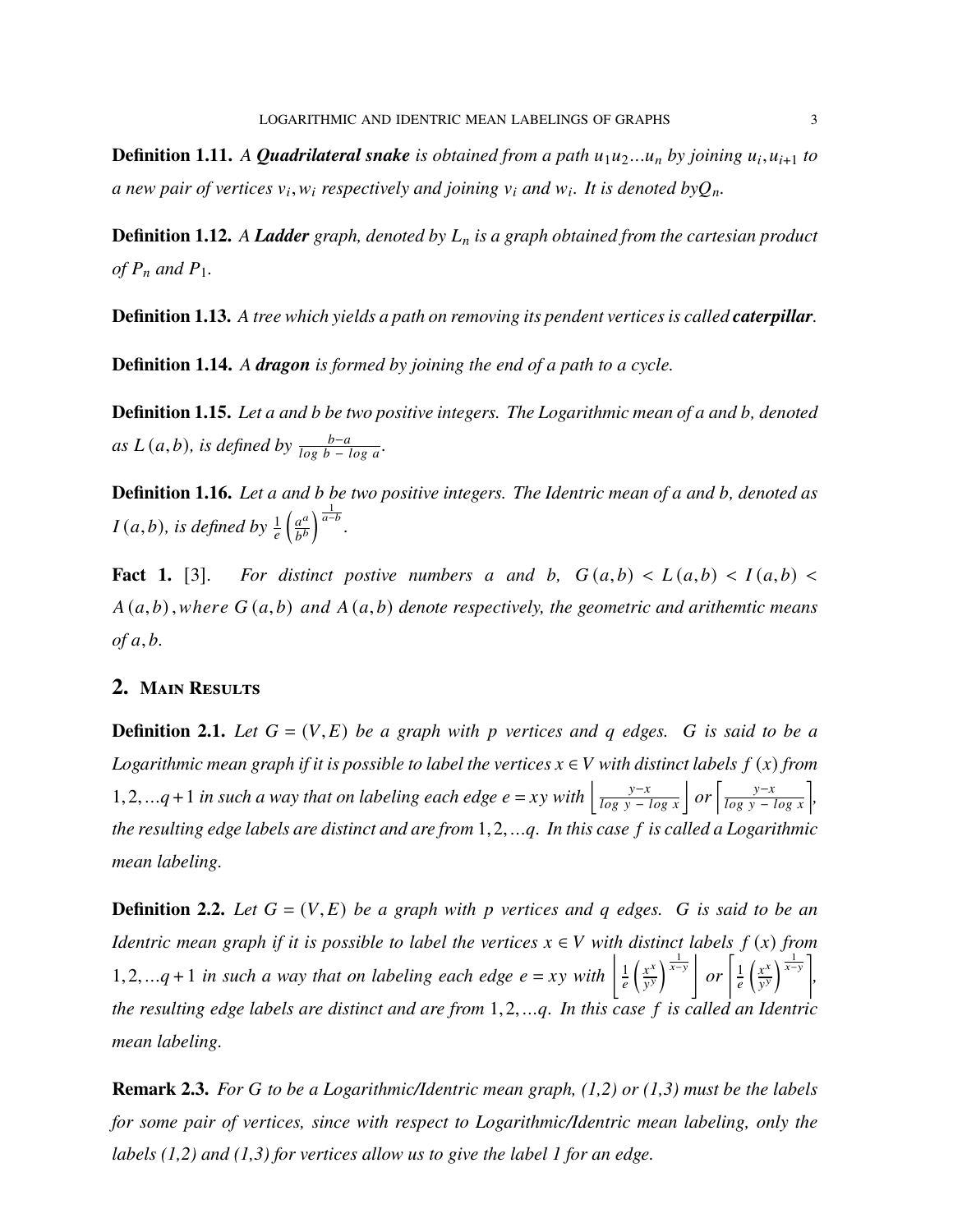**Definition 1.11.** *A **Quadrilateral snake** is obtained from a path $u_1u_2...u_n$ by joining $u_i, u_{i+1}$ to a new pair of vertices $v_i, w_i$ respectively and joining $v_i$ and $w_i$. It is denoted by$Q_n$.*

**Definition 1.12.** *A **Ladder** graph, denoted by $L_n$ is a graph obtained from the cartesian product of $P_n$ and $P_1$.*

**Definition 1.13.** *A tree which yields a path on removing its pendent vertices is called **caterpillar**.*

**Definition 1.14.** *A **dragon** is formed by joining the end of a path to a cycle.*

**Definition 1.15.** *Let a and b be two positive integers. The Logarithmic mean of a and b, denoted as $L(a,b)$, is defined by $\frac{b-a}{\log b - \log a}$.*

**Definition 1.16.** *Let a and b be two positive integers. The Identric mean of a and b, denoted as $I(a,b)$, is defined by $\frac{1}{e}\left(\frac{a^a}{b^b}\right)^{\frac{1}{a-b}}$.*

**Fact 1.** [3]. *For distinct postive numbers a and b, $G(a,b) < L(a,b) < I(a,b) < A(a,b)$, where $G(a,b)$ and $A(a,b)$ denote respectively, the geometric and arithemtic means of $a, b$.*

## 2. Main Results

**Definition 2.1.** *Let $G = (V, E)$ be a graph with $p$ vertices and $q$ edges. $G$ is said to be a Logarithmic mean graph if it is possible to label the vertices $x \in V$ with distinct labels $f(x)$ from $1, 2, ...q+1$ in such a way that on labeling each edge $e = xy$ with $\left\lfloor \frac{y-x}{\log y - \log x} \right\rfloor$ or $\left\lceil \frac{y-x}{\log y - \log x} \right\rceil$, the resulting edge labels are distinct and are from $1, 2, ...q$. In this case $f$ is called a Logarithmic mean labeling.*

**Definition 2.2.** *Let $G = (V, E)$ be a graph with $p$ vertices and $q$ edges. $G$ is said to be an Identric mean graph if it is possible to label the vertices $x \in V$ with distinct labels $f(x)$ from $1, 2, ...q+1$ in such a way that on labeling each edge $e = xy$ with $\left\lfloor \frac{1}{e}\left(\frac{x^x}{y^y}\right)^{\frac{1}{x-y}} \right\rfloor$ or $\left\lceil \frac{1}{e}\left(\frac{x^x}{y^y}\right)^{\frac{1}{x-y}} \right\rceil$, the resulting edge labels are distinct and are from $1, 2, ...q$. In this case $f$ is called an Identric mean labeling.*

**Remark 2.3.** *For G to be a Logarithmic/Identric mean graph, (1,2) or (1,3) must be the labels for some pair of vertices, since with respect to Logarithmic/Identric mean labeling, only the labels (1,2) and (1,3) for vertices allow us to give the label 1 for an edge.*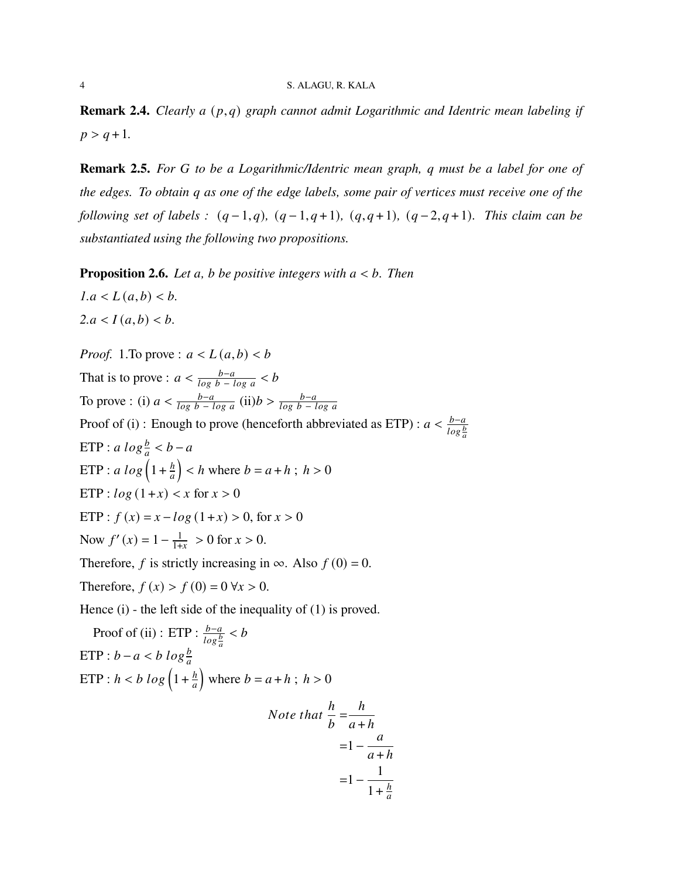**Remark 2.4.** *Clearly a $(p,q)$ graph cannot admit Logarithmic and Identric mean labeling if $p > q+1$.*

**Remark 2.5.** *For G to be a Logarithmic/Identric mean graph, q must be a label for one of the edges. To obtain q as one of the edge labels, some pair of vertices must receive one of the following set of labels : $(q-1,q)$, $(q-1,q+1)$, $(q,q+1)$, $(q-2,q+1)$. This claim can be substantiated using the following two propositions.*

**Proposition 2.6.** *Let a, b be positive integers with $a < b$. Then*
*1.$a < L(a,b) < b$.*
*2.$a < I(a,b) < b$.*

*Proof.* 1.To prove : $a < L(a,b) < b$

That is to prove : $a < \frac{b-a}{log\ b\ -\ log\ a} < b$

To prove : (i) $a < \frac{b-a}{log\ b\ -\ log\ a}$ (ii)$b > \frac{b-a}{log\ b\ -\ log\ a}$

Proof of (i) : Enough to prove (henceforth abbreviated as ETP) : $a < \frac{b-a}{log\frac{b}{a}}$

ETP : $a\ log\frac{b}{a} < b-a$

ETP : $a\ log\left(1+\frac{h}{a}\right) < h$ where $b = a+h$ ; $h > 0$

ETP : $log(1+x) < x$ for $x > 0$

ETP : $f(x) = x - log(1+x) > 0$, for $x > 0$

Now $f'(x) = 1 - \frac{1}{1+x} > 0$ for $x > 0$.

Therefore, $f$ is strictly increasing in $\infty$. Also $f(0) = 0$.

Therefore, $f(x) > f(0) = 0\ \forall x > 0$.

Hence (i) - the left side of the inequality of (1) is proved.

Proof of (ii) : ETP : $\frac{b-a}{log\frac{b}{a}} < b$

ETP : $b - a < b\ log\frac{b}{a}$

ETP : $h < b\ log\left(1+\frac{h}{a}\right)$ where $b = a+h$ ; $h > 0$

$$Note\ that\ \frac{h}{b} = \frac{h}{a+h}$$
$$= 1 - \frac{a}{a+h}$$
$$= 1 - \frac{1}{1+\frac{h}{a}}$$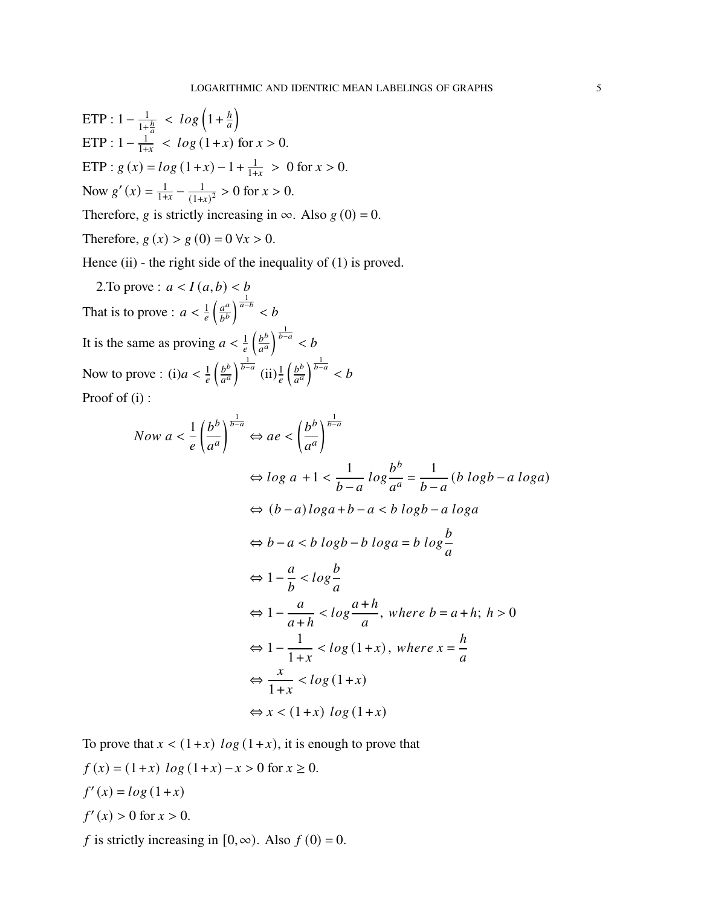ETP : $1 - \frac{1}{1+\frac{h}{a}} \; < \; log\left(1+\frac{h}{a}\right)$

ETP : $1 - \frac{1}{1+x} \; < \; log\,(1+x)$ for $x > 0$.

ETP : $g\,(x) = log\,(1+x) - 1 + \frac{1}{1+x} \; > \; 0$ for $x > 0$.

Now $g'\,(x) = \frac{1}{1+x} - \frac{1}{(1+x)^2} > 0$ for $x > 0$.

Therefore, $g$ is strictly increasing in $\infty$. Also $g\,(0) = 0$.

Therefore, $g\,(x) > g\,(0) = 0 \; \forall x > 0$.

Hence (ii) - the right side of the inequality of (1) is proved.

2.To prove : $a < I\,(a,b) < b$

That is to prove : $a < \frac{1}{e}\left(\frac{a^a}{b^b}\right)^{\frac{1}{a-b}} < b$

It is the same as proving $a < \frac{1}{e}\left(\frac{b^b}{a^a}\right)^{\frac{1}{b-a}} < b$

Now to prove : (i)$a < \frac{1}{e}\left(\frac{b^b}{a^a}\right)^{\frac{1}{b-a}}$ (ii)$\frac{1}{e}\left(\frac{b^b}{a^a}\right)^{\frac{1}{b-a}} < b$

Proof of (i) :

$$
\begin{aligned}
Now\ a < \frac{1}{e}\left(\frac{b^b}{a^a}\right)^{\frac{1}{b-a}} &\Leftrightarrow ae < \left(\frac{b^b}{a^a}\right)^{\frac{1}{b-a}} \\
&\Leftrightarrow log\ a\ + 1 < \frac{1}{b-a}\ log\frac{b^b}{a^a} = \frac{1}{b-a}\,(b\ logb - a\ loga) \\
&\Leftrightarrow\ (b-a)\,loga + b - a < b\ logb - a\ loga \\
&\Leftrightarrow b - a < b\ logb - b\ loga = b\ log\frac{b}{a} \\
&\Leftrightarrow 1 - \frac{a}{b} < log\frac{b}{a} \\
&\Leftrightarrow 1 - \frac{a}{a+h} < log\frac{a+h}{a},\ where\ b = a+h;\ h > 0 \\
&\Leftrightarrow 1 - \frac{1}{1+x} < log\,(1+x),\ where\ x = \frac{h}{a} \\
&\Leftrightarrow\ \frac{x}{1+x} < log\,(1+x) \\
&\Leftrightarrow x < (1+x)\ log\,(1+x)
\end{aligned}
$$

To prove that $x < (1+x)\ log\,(1+x)$, it is enough to prove that

$f\,(x) = (1+x)\ log\,(1+x) - x > 0$ for $x \geq 0$.

$f'\,(x) = log\,(1+x)$

$f'\,(x) > 0$ for $x > 0$.

$f$ is strictly increasing in $[0,\infty)$. Also $f\,(0) = 0$.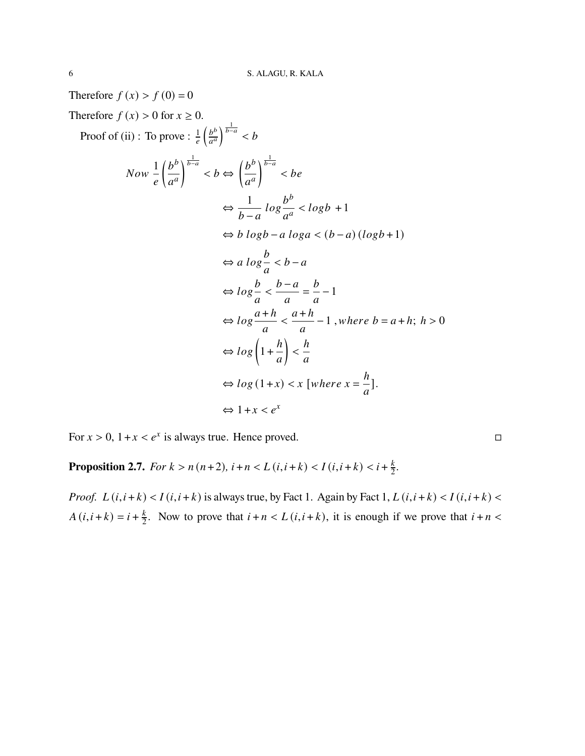Therefore $f(x) > f(0) = 0$

Therefore $f(x) > 0$ for $x \geq 0$.

Proof of (ii) : To prove : $\frac{1}{e}\left(\frac{b^b}{a^a}\right)^{\frac{1}{b-a}} < b$

$$
\begin{aligned}
Now\ \frac{1}{e}\left(\frac{b^b}{a^a}\right)^{\frac{1}{b-a}} < b \Leftrightarrow & \left(\frac{b^b}{a^a}\right)^{\frac{1}{b-a}} < be \\
& \Leftrightarrow \frac{1}{b-a}\, log\frac{b^b}{a^a} < logb\ +1 \\
& \Leftrightarrow b\ logb - a\ loga < (b-a)(logb+1) \\
& \Leftrightarrow a\ log\frac{b}{a} < b-a \\
& \Leftrightarrow log\frac{b}{a} < \frac{b-a}{a} = \frac{b}{a} - 1 \\
& \Leftrightarrow log\frac{a+h}{a} < \frac{a+h}{a} - 1\ , where\ b = a+h;\ h > 0 \\
& \Leftrightarrow log\left(1+\frac{h}{a}\right) < \frac{h}{a} \\
& \Leftrightarrow log(1+x) < x\ [where\ x = \frac{h}{a}]. \\
& \Leftrightarrow 1+x < e^x
\end{aligned}
$$

For $x > 0$, $1+x < e^x$ is always true. Hence proved. □

**Proposition 2.7.** *For $k > n(n+2)$, $i+n < L(i,i+k) < I(i,i+k) < i+\frac{k}{2}$.*

*Proof.* $L(i,i+k) < I(i,i+k)$ is always true, by Fact 1. Again by Fact 1, $L(i,i+k) < I(i,i+k) < A(i,i+k) = i+\frac{k}{2}$. Now to prove that $i+n < L(i,i+k)$, it is enough if we prove that $i+n <$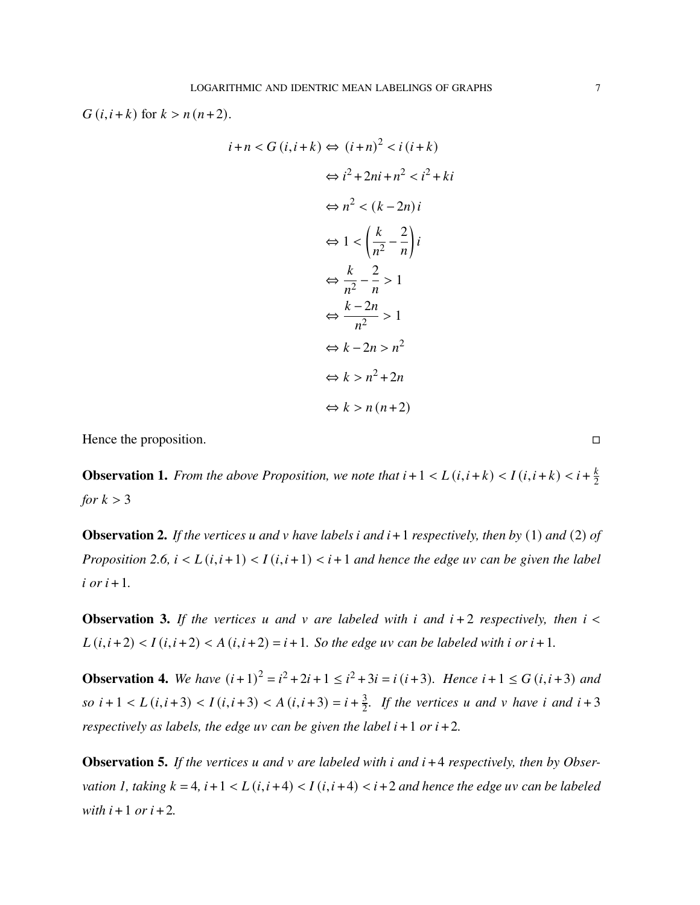$G(i, i+k)$ for $k > n(n+2)$.

$$
\begin{aligned}
i+n < G(i,i+k) &\Leftrightarrow (i+n)^2 < i(i+k) \\
&\Leftrightarrow i^2 + 2ni + n^2 < i^2 + ki \\
&\Leftrightarrow n^2 < (k-2n)\, i \\
&\Leftrightarrow 1 < \left(\frac{k}{n^2} - \frac{2}{n}\right) i \\
&\Leftrightarrow \frac{k}{n^2} - \frac{2}{n} > 1 \\
&\Leftrightarrow \frac{k-2n}{n^2} > 1 \\
&\Leftrightarrow k - 2n > n^2 \\
&\Leftrightarrow k > n^2 + 2n \\
&\Leftrightarrow k > n(n+2)
\end{aligned}
$$

Hence the proposition. □

**Observation 1.** *From the above Proposition, we note that* $i+1 < L(i,i+k) < I(i,i+k) < i+\frac{k}{2}$ *for* $k > 3$

**Observation 2.** *If the vertices u and v have labels i and* $i+1$ *respectively, then by* (1) *and* (2) *of Proposition 2.6,* $i < L(i,i+1) < I(i,i+1) < i+1$ *and hence the edge uv can be given the label i or* $i+1$.

**Observation 3.** *If the vertices u and v are labeled with i and* $i+2$ *respectively, then* $i < L(i,i+2) < I(i,i+2) < A(i,i+2) = i+1$. *So the edge uv can be labeled with i or* $i+1$.

**Observation 4.** *We have* $(i+1)^2 = i^2 + 2i + 1 \leq i^2 + 3i = i(i+3)$. *Hence* $i+1 \leq G(i,i+3)$ *and so* $i+1 < L(i,i+3) < I(i,i+3) < A(i,i+3) = i+\frac{3}{2}$. *If the vertices u and v have i and* $i+3$ *respectively as labels, the edge uv can be given the label* $i+1$ *or* $i+2$.

**Observation 5.** *If the vertices u and v are labeled with i and* $i+4$ *respectively, then by Observation 1, taking* $k=4$, $i+1 < L(i,i+4) < I(i,i+4) < i+2$ *and hence the edge uv can be labeled with* $i+1$ *or* $i+2$.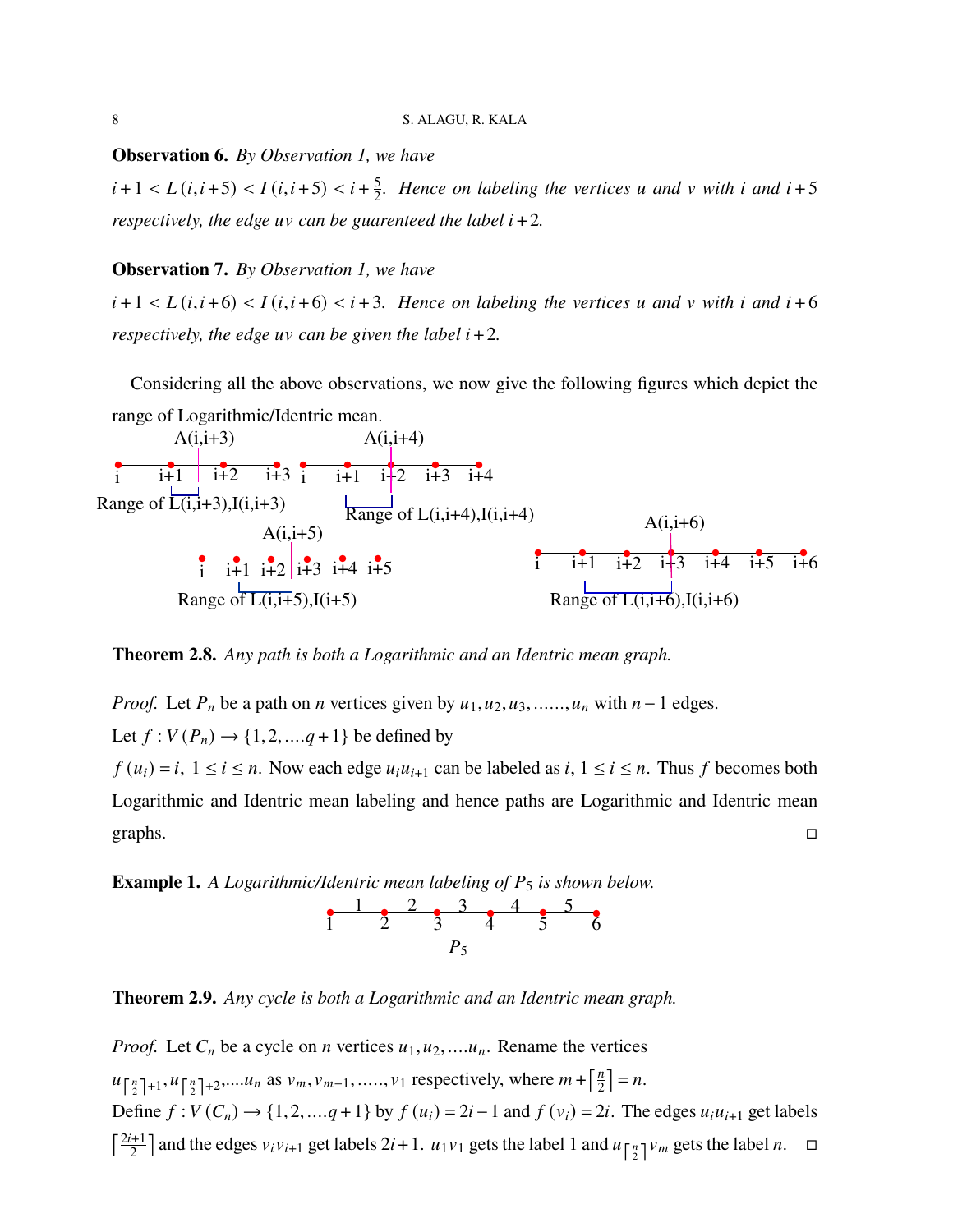**Observation 6.** *By Observation 1, we have*

$i+1 < L(i, i+5) < I(i, i+5) < i+\frac{5}{2}$. *Hence on labeling the vertices u and v with i and $i+5$ respectively, the edge uv can be guarenteed the label $i+2$.*

**Observation 7.** *By Observation 1, we have*

$i+1 < L(i, i+6) < I(i, i+6) < i+3$. *Hence on labeling the vertices u and v with i and $i+6$ respectively, the edge uv can be given the label $i+2$.*

Considering all the above observations, we now give the following figures which depict the range of Logarithmic/Identric mean.

A(i,i+3)

i   i+1   i+2   i+3

Range of L(i,i+3),I(i,i+3)

A(i,i+4)

i   i+1   i+2   i+3   i+4

Range of L(i,i+4),I(i,i+4)

A(i,i+5)

i   i+1   i+2   i+3   i+4   i+5

Range of L(i,i+5),I(i+5)

A(i,i+6)

i   i+1   i+2   i+3   i+4   i+5   i+6

Range of L(i,i+6),I(i,i+6)

**Theorem 2.8.** *Any path is both a Logarithmic and an Identric mean graph.*

*Proof.* Let $P_n$ be a path on $n$ vertices given by $u_1, u_2, u_3, \ldots\ldots, u_n$ with $n-1$ edges.
Let $f : V(P_n) \to \{1, 2, \ldots. q+1\}$ be defined by
$f(u_i) = i$, $1 \le i \le n$. Now each edge $u_i u_{i+1}$ can be labeled as $i$, $1 \le i \le n$. Thus $f$ becomes both Logarithmic and Identric mean labeling and hence paths are Logarithmic and Identric mean graphs. □

**Example 1.** *A Logarithmic/Identric mean labeling of $P_5$ is shown below.*

Vertex labels: 1   2   3   4   5   6
Edge labels: 1   2   3   4   5

$P_5$

**Theorem 2.9.** *Any cycle is both a Logarithmic and an Identric mean graph.*

*Proof.* Let $C_n$ be a cycle on $n$ vertices $u_1, u_2, \ldots. u_n$. Rename the vertices $u_{\lceil \frac{n}{2} \rceil+1}, u_{\lceil \frac{n}{2} \rceil+2}, \ldots. u_n$ as $v_m, v_{m-1}, \ldots.., v_1$ respectively, where $m + \lceil \frac{n}{2} \rceil = n$.
Define $f : V(C_n) \to \{1, 2, \ldots. q+1\}$ by $f(u_i) = 2i-1$ and $f(v_i) = 2i$. The edges $u_i u_{i+1}$ get labels $\lceil \frac{2i+1}{2} \rceil$ and the edges $v_i v_{i+1}$ get labels $2i+1$. $u_1 v_1$ gets the label 1 and $u_{\lceil \frac{n}{2} \rceil} v_m$ gets the label $n$. □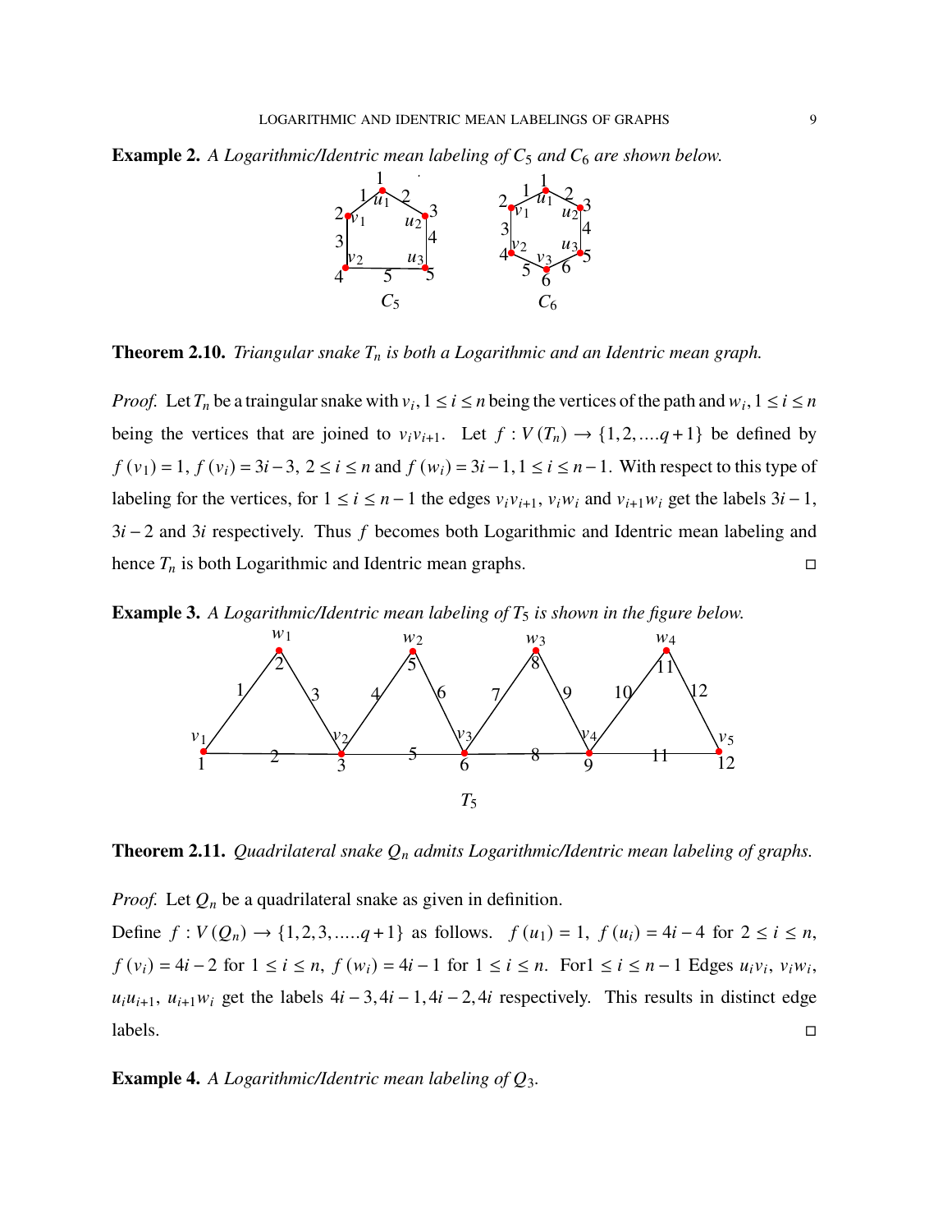**Example 2.** *A Logarithmic/Identric mean labeling of $C_5$ and $C_6$ are shown below.*

**Theorem 2.10.** *Triangular snake $T_n$ is both a Logarithmic and an Identric mean graph.*

*Proof.* Let $T_n$ be a traingular snake with $v_i, 1 \le i \le n$ being the vertices of the path and $w_i, 1 \le i \le n$ being the vertices that are joined to $v_i v_{i+1}$. Let $f : V(T_n) \to \{1, 2, ....q + 1\}$ be defined by $f(v_1) = 1$, $f(v_i) = 3i - 3$, $2 \le i \le n$ and $f(w_i) = 3i - 1, 1 \le i \le n - 1$. With respect to this type of labeling for the vertices, for $1 \le i \le n - 1$ the edges $v_i v_{i+1}$, $v_i w_i$ and $v_{i+1} w_i$ get the labels $3i - 1$, $3i - 2$ and $3i$ respectively. Thus $f$ becomes both Logarithmic and Identric mean labeling and hence $T_n$ is both Logarithmic and Identric mean graphs. □

**Example 3.** *A Logarithmic/Identric mean labeling of $T_5$ is shown in the figure below.*

**Theorem 2.11.** *Quadrilateral snake $Q_n$ admits Logarithmic/Identric mean labeling of graphs.*

*Proof.* Let $Q_n$ be a quadrilateral snake as given in definition.
Define $f : V(Q_n) \to \{1, 2, 3, .....q + 1\}$ as follows. $f(u_1) = 1$, $f(u_i) = 4i - 4$ for $2 \le i \le n$, $f(v_i) = 4i - 2$ for $1 \le i \le n$, $f(w_i) = 4i - 1$ for $1 \le i \le n$. For$1 \le i \le n - 1$ Edges $u_i v_i$, $v_i w_i$, $u_i u_{i+1}$, $u_{i+1} w_i$ get the labels $4i - 3, 4i - 1, 4i - 2, 4i$ respectively. This results in distinct edge labels. □

**Example 4.** *A Logarithmic/Identric mean labeling of $Q_3$.*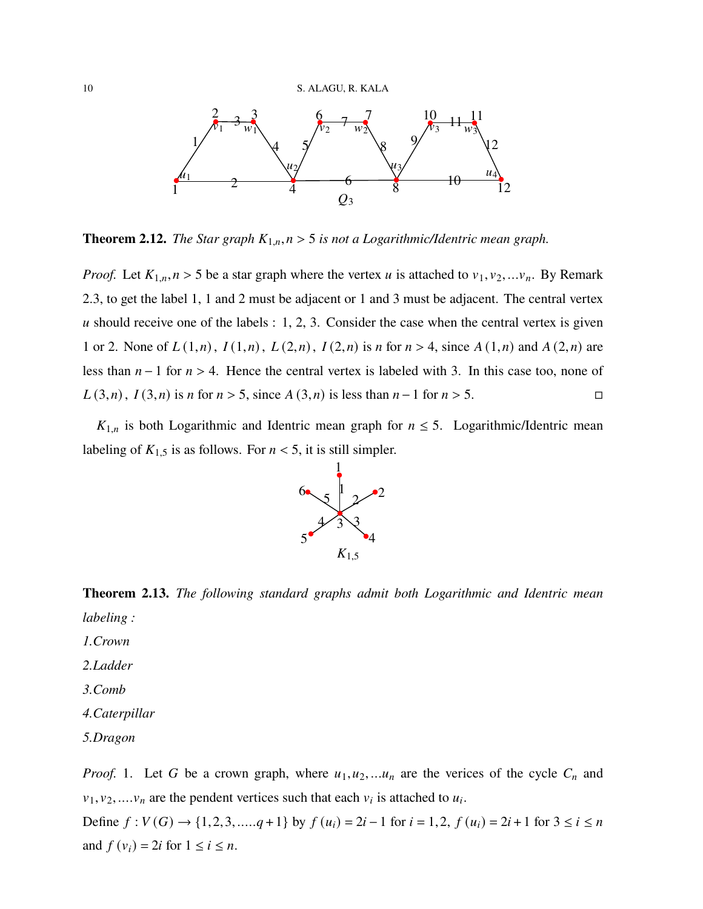$Q_3$

**Theorem 2.12.** *The Star graph $K_{1,n}, n > 5$ is not a Logarithmic/Identric mean graph.*

*Proof.* Let $K_{1,n}, n > 5$ be a star graph where the vertex $u$ is attached to $v_1, v_2, \ldots v_n$. By Remark 2.3, to get the label 1, 1 and 2 must be adjacent or 1 and 3 must be adjacent. The central vertex $u$ should receive one of the labels : 1, 2, 3. Consider the case when the central vertex is given 1 or 2. None of $L(1,n)$, $I(1,n)$, $L(2,n)$, $I(2,n)$ is $n$ for $n > 4$, since $A(1,n)$ and $A(2,n)$ are less than $n-1$ for $n > 4$. Hence the central vertex is labeled with 3. In this case too, none of $L(3,n)$, $I(3,n)$ is $n$ for $n > 5$, since $A(3,n)$ is less than $n-1$ for $n > 5$. □

$K_{1,n}$ is both Logarithmic and Identric mean graph for $n \leq 5$. Logarithmic/Identric mean labeling of $K_{1,5}$ is as follows. For $n < 5$, it is still simpler.

$K_{1,5}$

**Theorem 2.13.** *The following standard graphs admit both Logarithmic and Identric mean labeling :*

*1.Crown*

*2.Ladder*

*3.Comb*

*4.Caterpillar*

*5.Dragon*

*Proof.* 1. Let $G$ be a crown graph, where $u_1, u_2, \ldots u_n$ are the verices of the cycle $C_n$ and $v_1, v_2, \ldots . v_n$ are the pendent vertices such that each $v_i$ is attached to $u_i$.

Define $f : V(G) \rightarrow \{1, 2, 3, \ldots . . q+1\}$ by $f(u_i) = 2i - 1$ for $i = 1, 2$, $f(u_i) = 2i + 1$ for $3 \leq i \leq n$ and $f(v_i) = 2i$ for $1 \leq i \leq n$.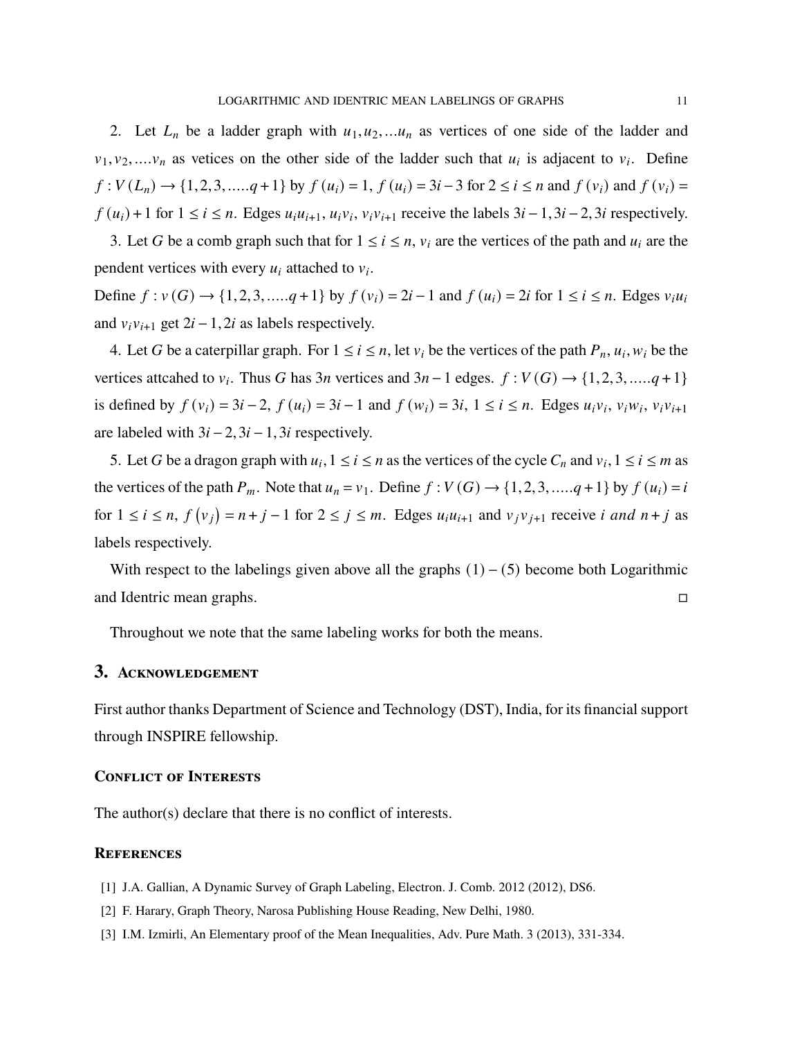2. Let $L_n$ be a ladder graph with $u_1, u_2, ...u_n$ as vertices of one side of the ladder and $v_1, v_2, ....v_n$ as vetices on the other side of the ladder such that $u_i$ is adjacent to $v_i$. Define $f : V(L_n) \rightarrow \{1, 2, 3, .....q+1\}$ by $f(u_i) = 1$, $f(u_i) = 3i - 3$ for $2 \leq i \leq n$ and $f(v_i)$ and $f(v_i) = f(u_i) + 1$ for $1 \leq i \leq n$. Edges $u_i u_{i+1}$, $u_i v_i$, $v_i v_{i+1}$ receive the labels $3i-1, 3i-2, 3i$ respectively.

3. Let $G$ be a comb graph such that for $1 \leq i \leq n$, $v_i$ are the vertices of the path and $u_i$ are the pendent vertices with every $u_i$ attached to $v_i$.

Define $f : v(G) \rightarrow \{1, 2, 3, .....q+1\}$ by $f(v_i) = 2i - 1$ and $f(u_i) = 2i$ for $1 \leq i \leq n$. Edges $v_i u_i$ and $v_i v_{i+1}$ get $2i-1, 2i$ as labels respectively.

4. Let $G$ be a caterpillar graph. For $1 \leq i \leq n$, let $v_i$ be the vertices of the path $P_n$, $u_i, w_i$ be the vertices attcahed to $v_i$. Thus $G$ has $3n$ vertices and $3n-1$ edges. $f : V(G) \rightarrow \{1, 2, 3, .....q+1\}$ is defined by $f(v_i) = 3i - 2$, $f(u_i) = 3i - 1$ and $f(w_i) = 3i$, $1 \leq i \leq n$. Edges $u_i v_i$, $v_i w_i$, $v_i v_{i+1}$ are labeled with $3i-2, 3i-1, 3i$ respectively.

5. Let $G$ be a dragon graph with $u_i, 1 \leq i \leq n$ as the vertices of the cycle $C_n$ and $v_i, 1 \leq i \leq m$ as the vertices of the path $P_m$. Note that $u_n = v_1$. Define $f : V(G) \rightarrow \{1, 2, 3, .....q+1\}$ by $f(u_i) = i$ for $1 \leq i \leq n$, $f(v_j) = n + j - 1$ for $2 \leq j \leq m$. Edges $u_i u_{i+1}$ and $v_j v_{j+1}$ receive $i \ and \ n+j$ as labels respectively.

With respect to the labelings given above all the graphs $(1)-(5)$ become both Logarithmic and Identric mean graphs. □

Throughout we note that the same labeling works for both the means.

## 3. Acknowledgement

First author thanks Department of Science and Technology (DST), India, for its financial support through INSPIRE fellowship.

### Conflict of Interests

The author(s) declare that there is no conflict of interests.

### References

[1] J.A. Gallian, A Dynamic Survey of Graph Labeling, Electron. J. Comb. 2012 (2012), DS6.

[2] F. Harary, Graph Theory, Narosa Publishing House Reading, New Delhi, 1980.

[3] I.M. Izmirli, An Elementary proof of the Mean Inequalities, Adv. Pure Math. 3 (2013), 331-334.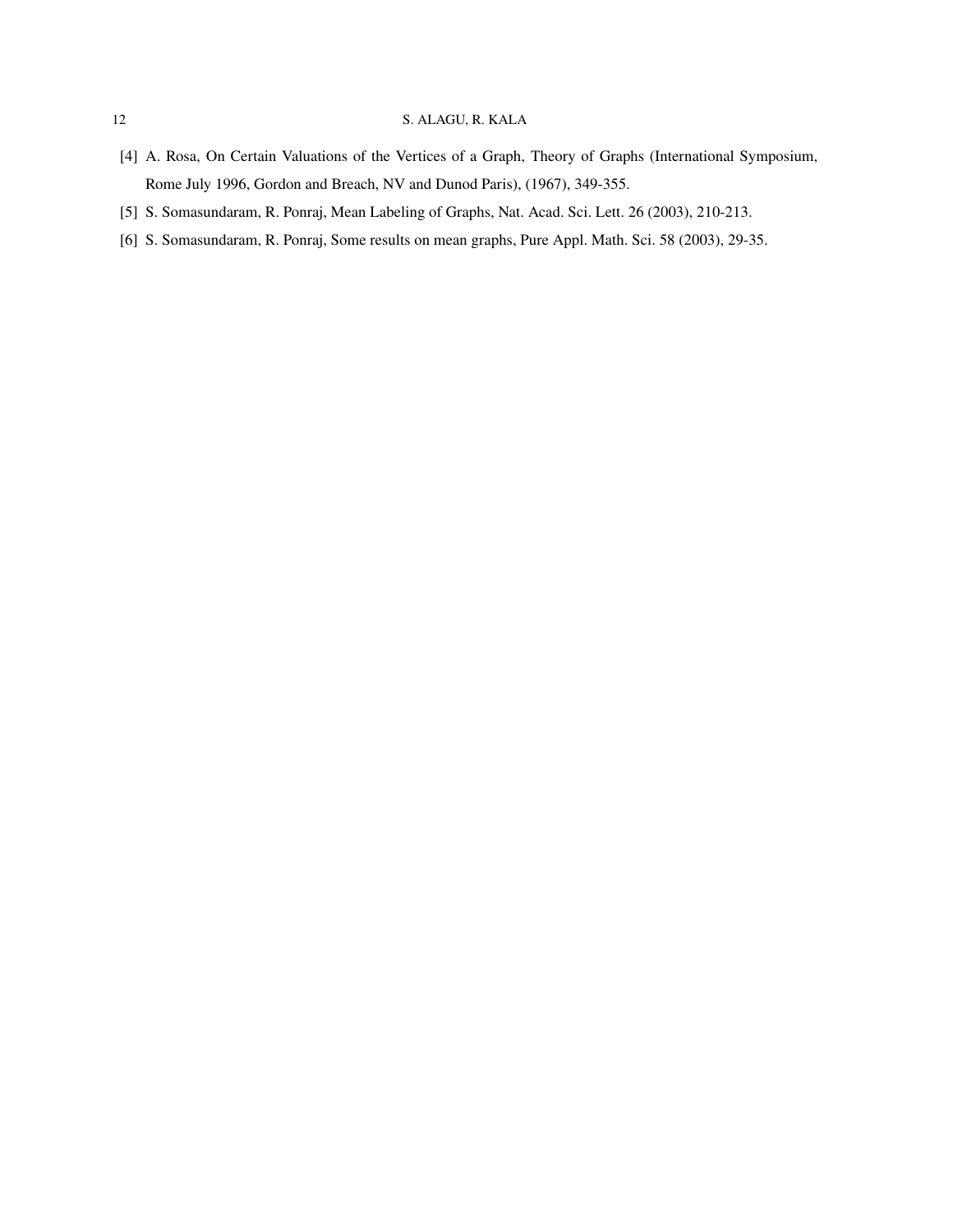[4] A. Rosa, On Certain Valuations of the Vertices of a Graph, Theory of Graphs (International Symposium, Rome July 1996, Gordon and Breach, NV and Dunod Paris), (1967), 349-355.

[5] S. Somasundaram, R. Ponraj, Mean Labeling of Graphs, Nat. Acad. Sci. Lett. 26 (2003), 210-213.

[6] S. Somasundaram, R. Ponraj, Some results on mean graphs, Pure Appl. Math. Sci. 58 (2003), 29-35.